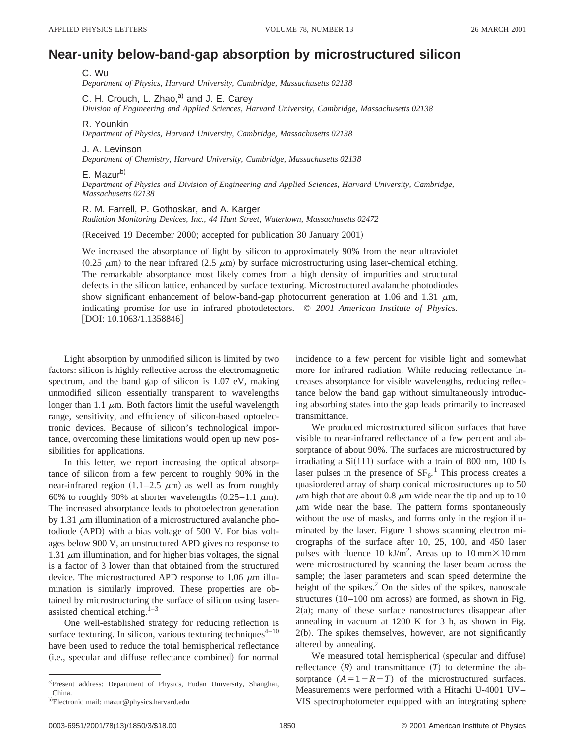# Near-unity below-band-gap absorption by microstructured silicon

C. Wu
*Department of Physics, Harvard University, Cambridge, Massachusetts 02138*

C. H. Crouch, L. Zhao,[a] and J. E. Carey
*Division of Engineering and Applied Sciences, Harvard University, Cambridge, Massachusetts 02138*

R. Younkin
*Department of Physics, Harvard University, Cambridge, Massachusetts 02138*

J. A. Levinson
*Department of Chemistry, Harvard University, Cambridge, Massachusetts 02138*

E. Mazur[b]
*Department of Physics and Division of Engineering and Applied Sciences, Harvard University, Cambridge, Massachusetts 02138*

R. M. Farrell, P. Gothoskar, and A. Karger
*Radiation Monitoring Devices, Inc., 44 Hunt Street, Watertown, Massachusetts 02472*

(Received 19 December 2000; accepted for publication 30 January 2001)

We increased the absorptance of light by silicon to approximately 90% from the near ultraviolet (0.25 μm) to the near infrared (2.5 μm) by surface microstructuring using laser-chemical etching. The remarkable absorptance most likely comes from a high density of impurities and structural defects in the silicon lattice, enhanced by surface texturing. Microstructured avalanche photodiodes show significant enhancement of below-band-gap photocurrent generation at 1.06 and 1.31 μm, indicating promise for use in infrared photodetectors. © *2001 American Institute of Physics.* [DOI: 10.1063/1.1358846]

Light absorption by unmodified silicon is limited by two factors: silicon is highly reflective across the electromagnetic spectrum, and the band gap of silicon is 1.07 eV, making unmodified silicon essentially transparent to wavelengths longer than 1.1 μm. Both factors limit the useful wavelength range, sensitivity, and efficiency of silicon-based optoelectronic devices. Because of silicon's technological importance, overcoming these limitations would open up new possibilities for applications.

In this letter, we report increasing the optical absorptance of silicon from a few percent to roughly 90% in the near-infrared region (1.1–2.5 μm) as well as from roughly 60% to roughly 90% at shorter wavelengths (0.25–1.1 μm). The increased absorptance leads to photoelectron generation by 1.31 μm illumination of a microstructured avalanche photodiode (APD) with a bias voltage of 500 V. For bias voltages below 900 V, an unstructured APD gives no response to 1.31 μm illumination, and for higher bias voltages, the signal is a factor of 3 lower than that obtained from the structured device. The microstructured APD response to 1.06 μm illumination is similarly improved. These properties are obtained by microstructuring the surface of silicon using laser-assisted chemical etching.[1–3]

One well-established strategy for reducing reflection is surface texturing. In silicon, various texturing techniques[4–10] have been used to reduce the total hemispherical reflectance (i.e., specular and diffuse reflectance combined) for normal incidence to a few percent for visible light and somewhat more for infrared radiation. While reducing reflectance increases absorptance for visible wavelengths, reducing reflectance below the band gap without simultaneously introducing absorbing states into the gap leads primarily to increased transmittance.

We produced microstructured silicon surfaces that have visible to near-infrared reflectance of a few percent and absorptance of about 90%. The surfaces are microstructured by irradiating a Si(111) surface with a train of 800 nm, 100 fs laser pulses in the presence of $SF_6$.[1] This process creates a quasiordered array of sharp conical microstructures up to 50 μm high that are about 0.8 μm wide near the tip and up to 10 μm wide near the base. The pattern forms spontaneously without the use of masks, and forms only in the region illuminated by the laser. Figure 1 shows scanning electron micrographs of the surface after 10, 25, 100, and 450 laser pulses with fluence 10 kJ/m$^2$. Areas up to 10 mm×10 mm were microstructured by scanning the laser beam across the sample; the laser parameters and scan speed determine the height of the spikes.[2] On the sides of the spikes, nanoscale structures (10–100 nm across) are formed, as shown in Fig. 2(a); many of these surface nanostructures disappear after annealing in vacuum at 1200 K for 3 h, as shown in Fig. 2(b). The spikes themselves, however, are not significantly altered by annealing.

We measured total hemispherical (specular and diffuse) reflectance ($R$) and transmittance ($T$) to determine the absorptance ($A = 1 - R - T$) of the microstructured surfaces. Measurements were performed with a Hitachi U-4001 UV–VIS spectrophotometer equipped with an integrating sphere

---

[a] Present address: Department of Physics, Fudan University, Shanghai, China.

[b] Electronic mail: mazur@physics.harvard.edu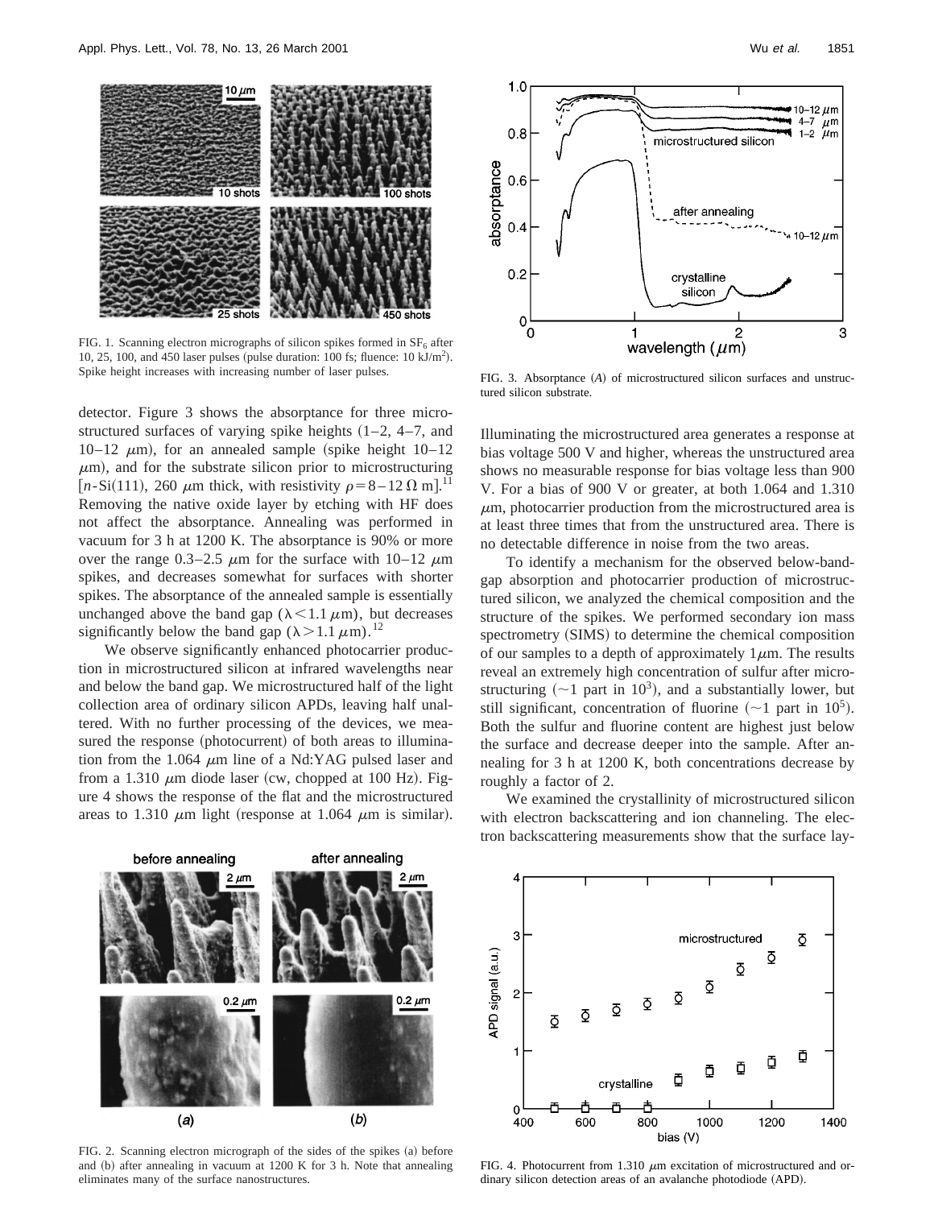FIG. 1. Scanning electron micrographs of silicon spikes formed in $SF_6$ after 10, 25, 100, and 450 laser pulses (pulse duration: 100 fs; fluence: 10 $kJ/m^2$). Spike height increases with increasing number of laser pulses.

FIG. 3. Absorptance ($A$) of microstructured silicon surfaces and unstructured silicon substrate.

detector. Figure 3 shows the absorptance for three microstructured surfaces of varying spike heights (1–2, 4–7, and 10–12 $\mu$m), for an annealed sample (spike height 10–12 $\mu$m), and for the substrate silicon prior to microstructuring [$n$-Si(111), 260 $\mu$m thick, with resistivity $\rho = 8-12\ \Omega$ m].[11] Removing the native oxide layer by etching with HF does not affect the absorptance. Annealing was performed in vacuum for 3 h at 1200 K. The absorptance is 90% or more over the range 0.3–2.5 $\mu$m for the surface with 10–12 $\mu$m spikes, and decreases somewhat for surfaces with shorter spikes. The absorptance of the annealed sample is essentially unchanged above the band gap ($\lambda < 1.1\ \mu$m), but decreases significantly below the band gap ($\lambda > 1.1\ \mu$m).[12]

We observe significantly enhanced photocarrier production in microstructured silicon at infrared wavelengths near and below the band gap. We microstructured half of the light collection area of ordinary silicon APDs, leaving half unaltered. With no further processing of the devices, we measured the response (photocurrent) of both areas to illumination from the 1.064 $\mu$m line of a Nd:YAG pulsed laser and from a 1.310 $\mu$m diode laser (cw, chopped at 100 Hz). Figure 4 shows the response of the flat and the microstructured areas to 1.310 $\mu$m light (response at 1.064 $\mu$m is similar). Illuminating the microstructured area generates a response at bias voltage 500 V and higher, whereas the unstructured area shows no measurable response for bias voltage less than 900 V. For a bias of 900 V or greater, at both 1.064 and 1.310 $\mu$m, photocarrier production from the microstructured area is at least three times that from the unstructured area. There is no detectable difference in noise from the two areas.

To identify a mechanism for the observed below-band-gap absorption and photocarrier production of microstructured silicon, we analyzed the chemical composition and the structure of the spikes. We performed secondary ion mass spectrometry (SIMS) to determine the chemical composition of our samples to a depth of approximately 1$\mu$m. The results reveal an extremely high concentration of sulfur after microstructuring ($\sim$1 part in $10^3$), and a substantially lower, but still significant, concentration of fluorine ($\sim$1 part in $10^5$). Both the sulfur and fluorine content are highest just below the surface and decrease deeper into the sample. After annealing for 3 h at 1200 K, both concentrations decrease by roughly a factor of 2.

We examined the crystallinity of microstructured silicon with electron backscattering and ion channeling. The electron backscattering measurements show that the surface lay-

FIG. 2. Scanning electron micrograph of the sides of the spikes (a) before and (b) after annealing in vacuum at 1200 K for 3 h. Note that annealing eliminates many of the surface nanostructures.

FIG. 4. Photocurrent from 1.310 $\mu$m excitation of microstructured and ordinary silicon detection areas of an avalanche photodiode (APD).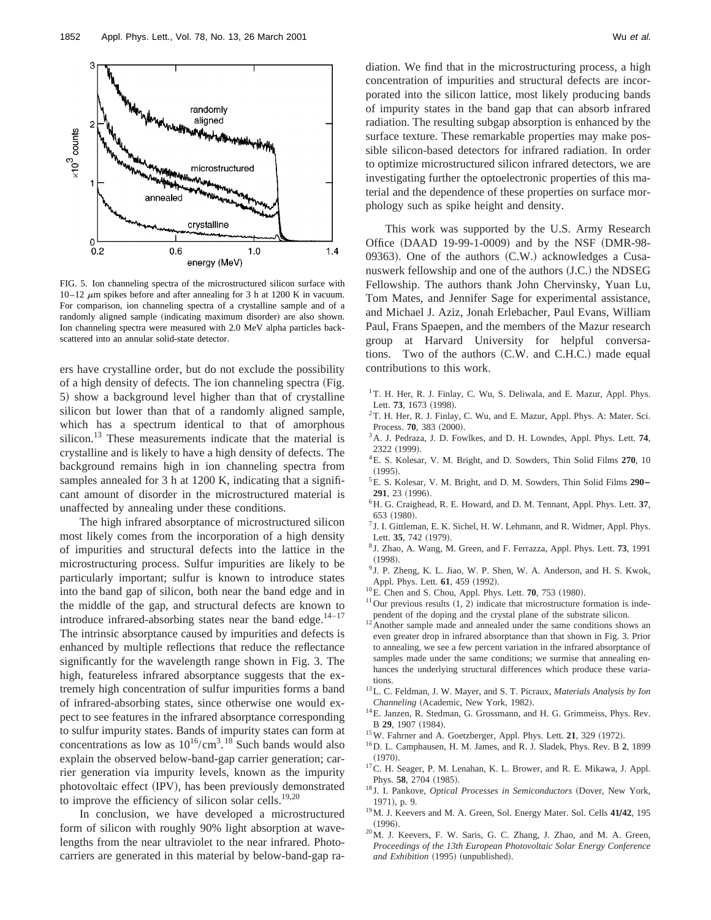3

randomly aligned

2

$\times 10^3$ counts

microstructured

1

annealed

crystalline

0

0.2

0.6

1.0

1.4

energy (MeV)

FIG. 5. Ion channeling spectra of the microstructured silicon surface with 10–12 $\mu$m spikes before and after annealing for 3 h at 1200 K in vacuum. For comparison, ion channeling spectra of a crystalline sample and of a randomly aligned sample (indicating maximum disorder) are also shown. Ion channeling spectra were measured with 2.0 MeV alpha particles backscattered into an annular solid-state detector.

ers have crystalline order, but do not exclude the possibility of a high density of defects. The ion channeling spectra (Fig. 5) show a background level higher than that of crystalline silicon but lower than that of a randomly aligned sample, which has a spectrum identical to that of amorphous silicon.[13] These measurements indicate that the material is crystalline and is likely to have a high density of defects. The background remains high in ion channeling spectra from samples annealed for 3 h at 1200 K, indicating that a significant amount of disorder in the microstructured material is unaffected by annealing under these conditions.

The high infrared absorptance of microstructured silicon most likely comes from the incorporation of a high density of impurities and structural defects into the lattice in the microstructuring process. Sulfur impurities are likely to be particularly important; sulfur is known to introduce states into the band gap of silicon, both near the band edge and in the middle of the gap, and structural defects are known to introduce infrared-absorbing states near the band edge.[14–17] The intrinsic absorptance caused by impurities and defects is enhanced by multiple reflections that reduce the reflectance significantly for the wavelength range shown in Fig. 3. The high, featureless infrared absorptance suggests that the extremely high concentration of sulfur impurities forms a band of infrared-absorbing states, since otherwise one would expect to see features in the infrared absorptance corresponding to sulfur impurity states. Bands of impurity states can form at concentrations as low as $10^{16}/\mathrm{cm}^3$.[18] Such bands would also explain the observed below-band-gap carrier generation; carrier generation via impurity levels, known as the impurity photovoltaic effect (IPV), has been previously demonstrated to improve the efficiency of silicon solar cells.[19,20]

In conclusion, we have developed a microstructured form of silicon with roughly 90% light absorption at wavelengths from the near ultraviolet to the near infrared. Photocarriers are generated in this material by below-band-gap radiation. We find that in the microstructuring process, a high concentration of impurities and structural defects are incorporated into the silicon lattice, most likely producing bands of impurity states in the band gap that can absorb infrared radiation. The resulting subgap absorption is enhanced by the surface texture. These remarkable properties may make possible silicon-based detectors for infrared radiation. In order to optimize microstructured silicon infrared detectors, we are investigating further the optoelectronic properties of this material and the dependence of these properties on surface morphology such as spike height and density.

This work was supported by the U.S. Army Research Office (DAAD 19-99-1-0009) and by the NSF (DMR-98-09363). One of the authors (C.W.) acknowledges a Cusanuswerk fellowship and one of the authors (J.C.) the NDSEG Fellowship. The authors thank John Chervinsky, Yuan Lu, Tom Mates, and Jennifer Sage for experimental assistance, and Michael J. Aziz, Jonah Erlebacher, Paul Evans, William Paul, Frans Spaepen, and the members of the Mazur research group at Harvard University for helpful conversations. Two of the authors (C.W. and C.H.C.) made equal contributions to this work.

[1] T. H. Her, R. J. Finlay, C. Wu, S. Deliwala, and E. Mazur, Appl. Phys. Lett. **73**, 1673 (1998).

[2] T. H. Her, R. J. Finlay, C. Wu, and E. Mazur, Appl. Phys. A: Mater. Sci. Process. **70**, 383 (2000).

[3] A. J. Pedraza, J. D. Fowlkes, and D. H. Lowndes, Appl. Phys. Lett. **74**, 2322 (1999).

[4] E. S. Kolesar, V. M. Bright, and D. Sowders, Thin Solid Films **270**, 10 (1995).

[5] E. S. Kolesar, V. M. Bright, and D. M. Sowders, Thin Solid Films **290–291**, 23 (1996).

[6] H. G. Craighead, R. E. Howard, and D. M. Tennant, Appl. Phys. Lett. **37**, 653 (1980).

[7] J. I. Gittleman, E. K. Sichel, H. W. Lehmann, and R. Widmer, Appl. Phys. Lett. **35**, 742 (1979).

[8] J. Zhao, A. Wang, M. Green, and F. Ferrazza, Appl. Phys. Lett. **73**, 1991 (1998).

[9] J. P. Zheng, K. L. Jiao, W. P. Shen, W. A. Anderson, and H. S. Kwok, Appl. Phys. Lett. **61**, 459 (1992).

[10] E. Chen and S. Chou, Appl. Phys. Lett. **70**, 753 (1980).

[11] Our previous results (1, 2) indicate that microstructure formation is independent of the doping and the crystal plane of the substrate silicon.

[12] Another sample made and annealed under the same conditions shows an even greater drop in infrared absorptance than that shown in Fig. 3. Prior to annealing, we see a few percent variation in the infrared absorptance of samples made under the same conditions; we surmise that annealing enhances the underlying structural differences which produce these variations.

[13] L. C. Feldman, J. W. Mayer, and S. T. Picraux, *Materials Analysis by Ion Channeling* (Academic, New York, 1982).

[14] E. Janzen, R. Stedman, G. Grossmann, and H. G. Grimmeiss, Phys. Rev. B **29**, 1907 (1984).

[15] W. Fahrner and A. Goetzberger, Appl. Phys. Lett. **21**, 329 (1972).

[16] D. L. Camphausen, H. M. James, and R. J. Sladek, Phys. Rev. B **2**, 1899 (1970).

[17] C. H. Seager, P. M. Lenahan, K. L. Brower, and R. E. Mikawa, J. Appl. Phys. **58**, 2704 (1985).

[18] J. I. Pankove, *Optical Processes in Semiconductors* (Dover, New York, 1971), p. 9.

[19] M. J. Keevers and M. A. Green, Sol. Energy Mater. Sol. Cells **41/42**, 195 (1996).

[20] M. J. Keevers, F. W. Saris, G. C. Zhang, J. Zhao, and M. A. Green, *Proceedings of the 13th European Photovoltaic Solar Energy Conference and Exhibition* (1995) (unpublished).